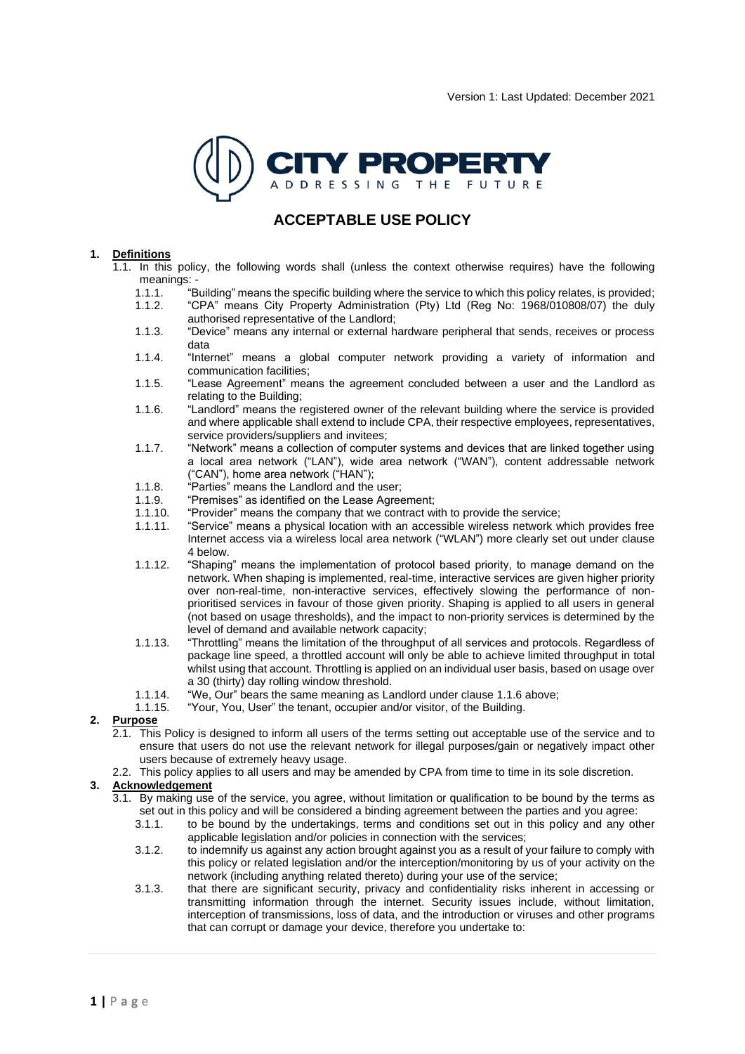Version 1: Last Updated: December 2021

CITY PROPERTY
ADDRESSING THE FUTURE

# ACCEPTABLE USE POLICY

## 1. Definitions

1.1. In this policy, the following words shall (unless the context otherwise requires) have the following meanings: -

1.1.1. "Building" means the specific building where the service to which this policy relates, is provided;

1.1.2. "CPA" means City Property Administration (Pty) Ltd (Reg No: 1968/010808/07) the duly authorised representative of the Landlord;

1.1.3. "Device" means any internal or external hardware peripheral that sends, receives or process data

1.1.4. "Internet" means a global computer network providing a variety of information and communication facilities;

1.1.5. "Lease Agreement" means the agreement concluded between a user and the Landlord as relating to the Building;

1.1.6. "Landlord" means the registered owner of the relevant building where the service is provided and where applicable shall extend to include CPA, their respective employees, representatives, service providers/suppliers and invitees;

1.1.7. "Network" means a collection of computer systems and devices that are linked together using a local area network ("LAN"), wide area network ("WAN"), content addressable network ("CAN"), home area network ("HAN");

1.1.8. "Parties" means the Landlord and the user;

1.1.9. "Premises" as identified on the Lease Agreement;

1.1.10. "Provider" means the company that we contract with to provide the service;

1.1.11. "Service" means a physical location with an accessible wireless network which provides free Internet access via a wireless local area network ("WLAN") more clearly set out under clause 4 below.

1.1.12. "Shaping" means the implementation of protocol based priority, to manage demand on the network. When shaping is implemented, real-time, interactive services are given higher priority over non-real-time, non-interactive services, effectively slowing the performance of non-prioritised services in favour of those given priority. Shaping is applied to all users in general (not based on usage thresholds), and the impact to non-priority services is determined by the level of demand and available network capacity;

1.1.13. "Throttling" means the limitation of the throughput of all services and protocols. Regardless of package line speed, a throttled account will only be able to achieve limited throughput in total whilst using that account. Throttling is applied on an individual user basis, based on usage over a 30 (thirty) day rolling window threshold.

1.1.14. "We, Our" bears the same meaning as Landlord under clause 1.1.6 above;

1.1.15. "Your, You, User" the tenant, occupier and/or visitor, of the Building.

## 2. Purpose

2.1. This Policy is designed to inform all users of the terms setting out acceptable use of the service and to ensure that users do not use the relevant network for illegal purposes/gain or negatively impact other users because of extremely heavy usage.

2.2. This policy applies to all users and may be amended by CPA from time to time in its sole discretion.

## 3. Acknowledgement

3.1. By making use of the service, you agree, without limitation or qualification to be bound by the terms as set out in this policy and will be considered a binding agreement between the parties and you agree:

3.1.1. to be bound by the undertakings, terms and conditions set out in this policy and any other applicable legislation and/or policies in connection with the services;

3.1.2. to indemnify us against any action brought against you as a result of your failure to comply with this policy or related legislation and/or the interception/monitoring by us of your activity on the network (including anything related thereto) during your use of the service;

3.1.3. that there are significant security, privacy and confidentiality risks inherent in accessing or transmitting information through the internet. Security issues include, without limitation, interception of transmissions, loss of data, and the introduction or viruses and other programs that can corrupt or damage your device, therefore you undertake to: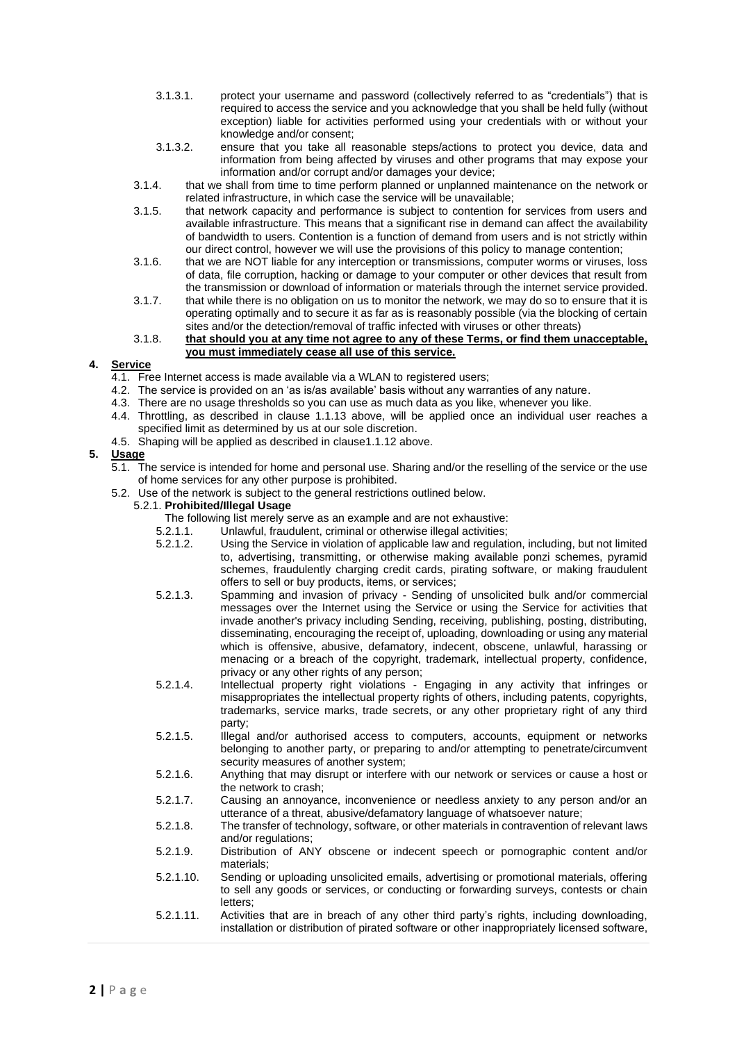3.1.3.1. protect your username and password (collectively referred to as "credentials") that is required to access the service and you acknowledge that you shall be held fully (without exception) liable for activities performed using your credentials with or without your knowledge and/or consent;

3.1.3.2. ensure that you take all reasonable steps/actions to protect you device, data and information from being affected by viruses and other programs that may expose your information and/or corrupt and/or damages your device;

3.1.4. that we shall from time to time perform planned or unplanned maintenance on the network or related infrastructure, in which case the service will be unavailable;

3.1.5. that network capacity and performance is subject to contention for services from users and available infrastructure. This means that a significant rise in demand can affect the availability of bandwidth to users. Contention is a function of demand from users and is not strictly within our direct control, however we will use the provisions of this policy to manage contention;

3.1.6. that we are NOT liable for any interception or transmissions, computer worms or viruses, loss of data, file corruption, hacking or damage to your computer or other devices that result from the transmission or download of information or materials through the internet service provided.

3.1.7. that while there is no obligation on us to monitor the network, we may do so to ensure that it is operating optimally and to secure it as far as is reasonably possible (via the blocking of certain sites and/or the detection/removal of traffic infected with viruses or other threats)

3.1.8. **<u>that should you at any time not agree to any of these Terms, or find them unacceptable, you must immediately cease all use of this service.</u>**

**4. <u>Service</u>**

4.1. Free Internet access is made available via a WLAN to registered users;

4.2. The service is provided on an 'as is/as available' basis without any warranties of any nature.

4.3. There are no usage thresholds so you can use as much data as you like, whenever you like.

4.4. Throttling, as described in clause 1.1.13 above, will be applied once an individual user reaches a specified limit as determined by us at our sole discretion.

4.5. Shaping will be applied as described in clause1.1.12 above.

**5. <u>Usage</u>**

5.1. The service is intended for home and personal use. Sharing and/or the reselling of the service or the use of home services for any other purpose is prohibited.

5.2. Use of the network is subject to the general restrictions outlined below.

5.2.1. **Prohibited/Illegal Usage**

The following list merely serve as an example and are not exhaustive:

5.2.1.1. Unlawful, fraudulent, criminal or otherwise illegal activities;

5.2.1.2. Using the Service in violation of applicable law and regulation, including, but not limited to, advertising, transmitting, or otherwise making available ponzi schemes, pyramid schemes, fraudulently charging credit cards, pirating software, or making fraudulent offers to sell or buy products, items, or services;

5.2.1.3. Spamming and invasion of privacy - Sending of unsolicited bulk and/or commercial messages over the Internet using the Service or using the Service for activities that invade another's privacy including Sending, receiving, publishing, posting, distributing, disseminating, encouraging the receipt of, uploading, downloading or using any material which is offensive, abusive, defamatory, indecent, obscene, unlawful, harassing or menacing or a breach of the copyright, trademark, intellectual property, confidence, privacy or any other rights of any person;

5.2.1.4. Intellectual property right violations - Engaging in any activity that infringes or misappropriates the intellectual property rights of others, including patents, copyrights, trademarks, service marks, trade secrets, or any other proprietary right of any third party;

5.2.1.5. Illegal and/or authorised access to computers, accounts, equipment or networks belonging to another party, or preparing to and/or attempting to penetrate/circumvent security measures of another system;

5.2.1.6. Anything that may disrupt or interfere with our network or services or cause a host or the network to crash;

5.2.1.7. Causing an annoyance, inconvenience or needless anxiety to any person and/or an utterance of a threat, abusive/defamatory language of whatsoever nature;

5.2.1.8. The transfer of technology, software, or other materials in contravention of relevant laws and/or regulations;

5.2.1.9. Distribution of ANY obscene or indecent speech or pornographic content and/or materials;

5.2.1.10. Sending or uploading unsolicited emails, advertising or promotional materials, offering to sell any goods or services, or conducting or forwarding surveys, contests or chain letters;

5.2.1.11. Activities that are in breach of any other third party's rights, including downloading, installation or distribution of pirated software or other inappropriately licensed software,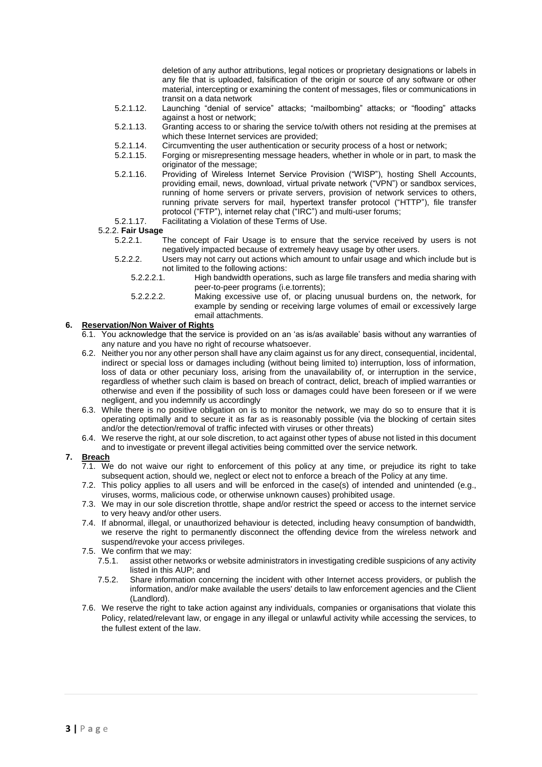deletion of any author attributions, legal notices or proprietary designations or labels in any file that is uploaded, falsification of the origin or source of any software or other material, intercepting or examining the content of messages, files or communications in transit on a data network

5.2.1.12. Launching "denial of service" attacks; "mailbombing" attacks; or "flooding" attacks against a host or network;

5.2.1.13. Granting access to or sharing the service to/with others not residing at the premises at which these Internet services are provided;

5.2.1.14. Circumventing the user authentication or security process of a host or network;

5.2.1.15. Forging or misrepresenting message headers, whether in whole or in part, to mask the originator of the message;

5.2.1.16. Providing of Wireless Internet Service Provision ("WISP"), hosting Shell Accounts, providing email, news, download, virtual private network ("VPN") or sandbox services, running of home servers or private servers, provision of network services to others, running private servers for mail, hypertext transfer protocol ("HTTP"), file transfer protocol ("FTP"), internet relay chat ("IRC") and multi-user forums;

5.2.1.17. Facilitating a Violation of these Terms of Use.

5.2.2. **Fair Usage**

5.2.2.1. The concept of Fair Usage is to ensure that the service received by users is not negatively impacted because of extremely heavy usage by other users.

5.2.2.2. Users may not carry out actions which amount to unfair usage and which include but is not limited to the following actions:

5.2.2.2.1. High bandwidth operations, such as large file transfers and media sharing with peer-to-peer programs (i.e.torrents);

5.2.2.2.2. Making excessive use of, or placing unusual burdens on, the network, for example by sending or receiving large volumes of email or excessively large email attachments.

## 6. Reservation/Non Waiver of Rights

6.1. You acknowledge that the service is provided on an 'as is/as available' basis without any warranties of any nature and you have no right of recourse whatsoever.

6.2. Neither you nor any other person shall have any claim against us for any direct, consequential, incidental, indirect or special loss or damages including (without being limited to) interruption, loss of information, loss of data or other pecuniary loss, arising from the unavailability of, or interruption in the service, regardless of whether such claim is based on breach of contract, delict, breach of implied warranties or otherwise and even if the possibility of such loss or damages could have been foreseen or if we were negligent, and you indemnify us accordingly

6.3. While there is no positive obligation on is to monitor the network, we may do so to ensure that it is operating optimally and to secure it as far as is reasonably possible (via the blocking of certain sites and/or the detection/removal of traffic infected with viruses or other threats)

6.4. We reserve the right, at our sole discretion, to act against other types of abuse not listed in this document and to investigate or prevent illegal activities being committed over the service network.

## 7. Breach

7.1. We do not waive our right to enforcement of this policy at any time, or prejudice its right to take subsequent action, should we, neglect or elect not to enforce a breach of the Policy at any time.

7.2. This policy applies to all users and will be enforced in the case(s) of intended and unintended (e.g., viruses, worms, malicious code, or otherwise unknown causes) prohibited usage.

7.3. We may in our sole discretion throttle, shape and/or restrict the speed or access to the internet service to very heavy and/or other users.

7.4. If abnormal, illegal, or unauthorized behaviour is detected, including heavy consumption of bandwidth, we reserve the right to permanently disconnect the offending device from the wireless network and suspend/revoke your access privileges.

7.5. We confirm that we may:

7.5.1. assist other networks or website administrators in investigating credible suspicions of any activity listed in this AUP; and

7.5.2. Share information concerning the incident with other Internet access providers, or publish the information, and/or make available the users' details to law enforcement agencies and the Client (Landlord).

7.6. We reserve the right to take action against any individuals, companies or organisations that violate this Policy, related/relevant law, or engage in any illegal or unlawful activity while accessing the services, to the fullest extent of the law.